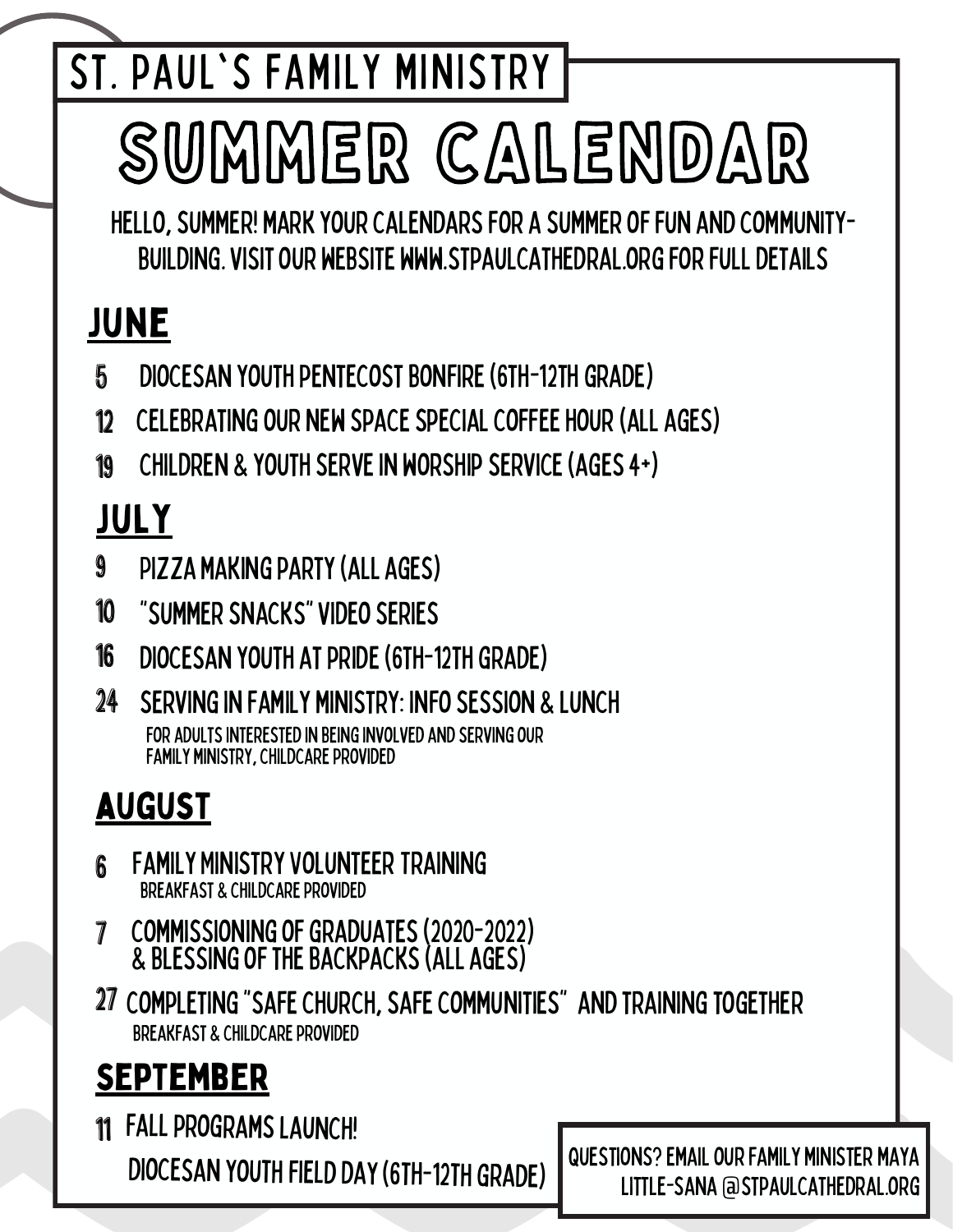ST. PAUL'S FAMILY MINISTRY

# SUMMER CALENDAR

HELLO, SUMMER! MARK YOUR CALENDARS FOR A SUMMER OF FUN AND COMMUNITY-BUILDING. VISIT OUR WEBSITE WWW.STPAULCATHEDRAL.ORG FOR FULL DETAILS

## JUNE

- **5** DIOCESAN YOUTH PENTECOST BONFIRE (6TH-12TH GRADE)
- **12** CELEBRATING OUR NEW SPACE SPECIAL COFFEE HOUR (ALL AGES)
- **19** CHILDREN & YOUTH SERVE IN WORSHIP SERVICE (AGES 4+)

## JULY

- **9** PIZZA MAKING PARTY (ALL AGES)
- **10** "SUMMER SNACKS" VIDEO SERIES
- **16** DIOCESAN YOUTH AT PRIDE (6TH-12TH GRADE)
- **24** SERVING IN FAMILY MINISTRY: INFO SESSION & LUNCH
  FOR ADULTS INTERESTED IN BEING INVOLVED AND SERVING OUR FAMILY MINISTRY, CHILDCARE PROVIDED

## AUGUST

- **6** FAMILY MINISTRY VOLUNTEER TRAINING
  BREAKFAST & CHILDCARE PROVIDED
- **7** COMMISSIONING OF GRADUATES (2020-2022) & BLESSING OF THE BACKPACKS (ALL AGES)
- **27** COMPLETING "SAFE CHURCH, SAFE COMMUNITIES" AND TRAINING TOGETHER
  BREAKFAST & CHILDCARE PROVIDED

## SEPTEMBER

- **11** FALL PROGRAMS LAUNCH!
  DIOCESAN YOUTH FIELD DAY (6TH-12TH GRADE)

QUESTIONS? EMAIL OUR FAMILY MINISTER MAYA LITTLE-SANA @STPAULCATHEDRAL.ORG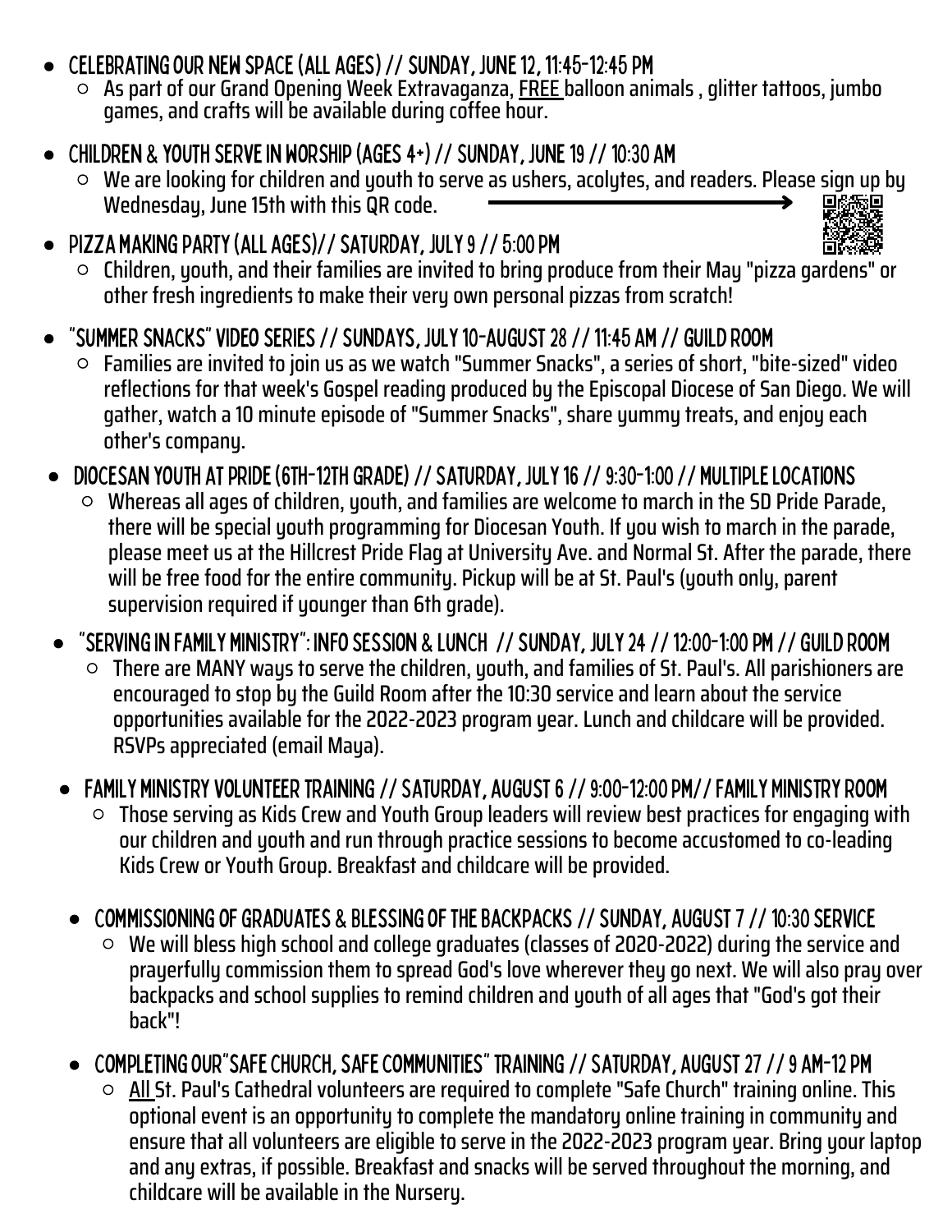- **CELEBRATING OUR NEW SPACE (ALL AGES) // SUNDAY, JUNE 12, 11:45-12:45 PM**
  - As part of our Grand Opening Week Extravaganza, FREE balloon animals , glitter tattoos, jumbo games, and crafts will be available during coffee hour.
- **CHILDREN & YOUTH SERVE IN WORSHIP (AGES 4+) // SUNDAY, JUNE 19 // 10:30 AM**
  - We are looking for children and youth to serve as ushers, acolytes, and readers. Please sign up by Wednesday, June 15th with this QR code.
- **PIZZA MAKING PARTY (ALL AGES)// SATURDAY, JULY 9 // 5:00 PM**
  - Children, youth, and their families are invited to bring produce from their May "pizza gardens" or other fresh ingredients to make their very own personal pizzas from scratch!
- **"SUMMER SNACKS" VIDEO SERIES // SUNDAYS, JULY 10-AUGUST 28 // 11:45 AM // GUILD ROOM**
  - Families are invited to join us as we watch "Summer Snacks", a series of short, "bite-sized" video reflections for that week's Gospel reading produced by the Episcopal Diocese of San Diego. We will gather, watch a 10 minute episode of "Summer Snacks", share yummy treats, and enjoy each other's company.
- **DIOCESAN YOUTH AT PRIDE (6TH-12TH GRADE) // SATURDAY, JULY 16 // 9:30-1:00 // MULTIPLE LOCATIONS**
  - Whereas all ages of children, youth, and families are welcome to march in the SD Pride Parade, there will be special youth programming for Diocesan Youth. If you wish to march in the parade, please meet us at the Hillcrest Pride Flag at University Ave. and Normal St. After the parade, there will be free food for the entire community. Pickup will be at St. Paul's (youth only, parent supervision required if younger than 6th grade).
- **"SERVING IN FAMILY MINISTRY": INFO SESSION & LUNCH // SUNDAY, JULY 24 // 12:00-1:00 PM // GUILD ROOM**
  - There are MANY ways to serve the children, youth, and families of St. Paul's. All parishioners are encouraged to stop by the Guild Room after the 10:30 service and learn about the service opportunities available for the 2022-2023 program year. Lunch and childcare will be provided. RSVPs appreciated (email Maya).
- **FAMILY MINISTRY VOLUNTEER TRAINING // SATURDAY, AUGUST 6 // 9:00-12:00 PM// FAMILY MINISTRY ROOM**
  - Those serving as Kids Crew and Youth Group leaders will review best practices for engaging with our children and youth and run through practice sessions to become accustomed to co-leading Kids Crew or Youth Group. Breakfast and childcare will be provided.
- **COMMISSIONING OF GRADUATES & BLESSING OF THE BACKPACKS // SUNDAY, AUGUST 7 // 10:30 SERVICE**
  - We will bless high school and college graduates (classes of 2020-2022) during the service and prayerfully commission them to spread God's love wherever they go next. We will also pray over backpacks and school supplies to remind children and youth of all ages that "God's got their back"!
- **COMPLETING OUR "SAFE CHURCH, SAFE COMMUNITIES" TRAINING // SATURDAY, AUGUST 27 // 9 AM-12 PM**
  - All St. Paul's Cathedral volunteers are required to complete "Safe Church" training online. This optional event is an opportunity to complete the mandatory online training in community and ensure that all volunteers are eligible to serve in the 2022-2023 program year. Bring your laptop and any extras, if possible. Breakfast and snacks will be served throughout the morning, and childcare will be available in the Nursery.